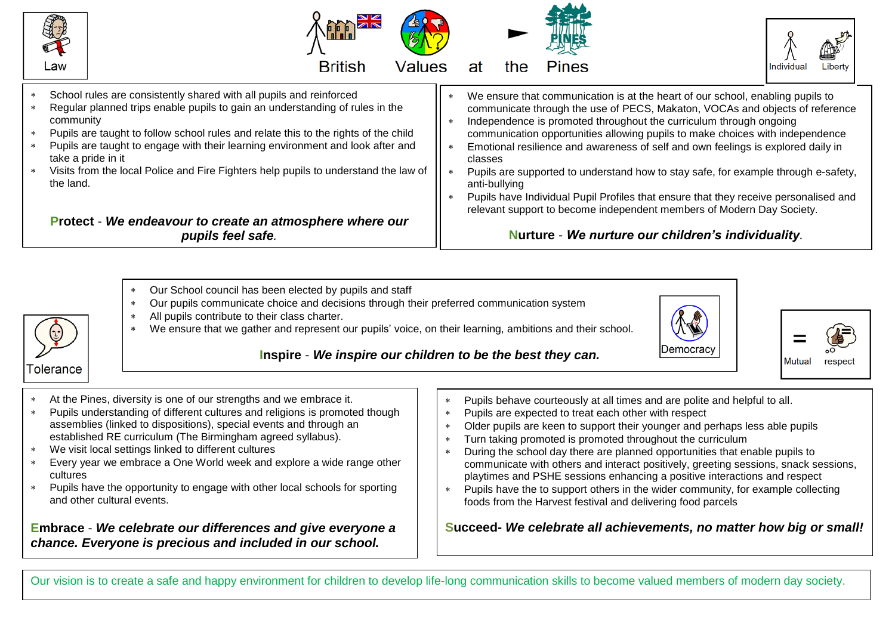# British Values at the Pines

## Law

- School rules are consistently shared with all pupils and reinforced
- Regular planned trips enable pupils to gain an understanding of rules in the community
- Pupils are taught to follow school rules and relate this to the rights of the child
- Pupils are taught to engage with their learning environment and look after and take a pride in it
- Visits from the local Police and Fire Fighters help pupils to understand the law of the land.

**Protect** - ***We endeavour to create an atmosphere where our pupils feel safe.***

## Individual Liberty

- We ensure that communication is at the heart of our school, enabling pupils to communicate through the use of PECS, Makaton, VOCAs and objects of reference
- Independence is promoted throughout the curriculum through ongoing communication opportunities allowing pupils to make choices with independence
- Emotional resilience and awareness of self and own feelings is explored daily in classes
- Pupils are supported to understand how to stay safe, for example through e-safety, anti-bullying
- Pupils have Individual Pupil Profiles that ensure that they receive personalised and relevant support to become independent members of Modern Day Society.

**Nurture** - ***We nurture our children's individuality.***

## Democracy

- Our School council has been elected by pupils and staff
- Our pupils communicate choice and decisions through their preferred communication system
- All pupils contribute to their class charter.
- We ensure that we gather and represent our pupils' voice, on their learning, ambitions and their school.

**Inspire** - ***We inspire our children to be the best they can.***

## Tolerance

- At the Pines, diversity is one of our strengths and we embrace it.
- Pupils understanding of different cultures and religions is promoted though assemblies (linked to dispositions), special events and through an established RE curriculum (The Birmingham agreed syllabus).
- We visit local settings linked to different cultures
- Every year we embrace a One World week and explore a wide range other cultures
- Pupils have the opportunity to engage with other local schools for sporting and other cultural events.

**Embrace** - ***We celebrate our differences and give everyone a chance. Everyone is precious and included in our school.***

## Mutual respect

- Pupils behave courteously at all times and are polite and helpful to all.
- Pupils are expected to treat each other with respect
- Older pupils are keen to support their younger and perhaps less able pupils
- Turn taking promoted is promoted throughout the curriculum
- During the school day there are planned opportunities that enable pupils to communicate with others and interact positively, greeting sessions, snack sessions, playtimes and PSHE sessions enhancing a positive interactions and respect
- Pupils have the to support others in the wider community, for example collecting foods from the Harvest festival and delivering food parcels

**Succeed-** ***We celebrate all achievements, no matter how big or small!***

Our vision is to create a safe and happy environment for children to develop life-long communication skills to become valued members of modern day society.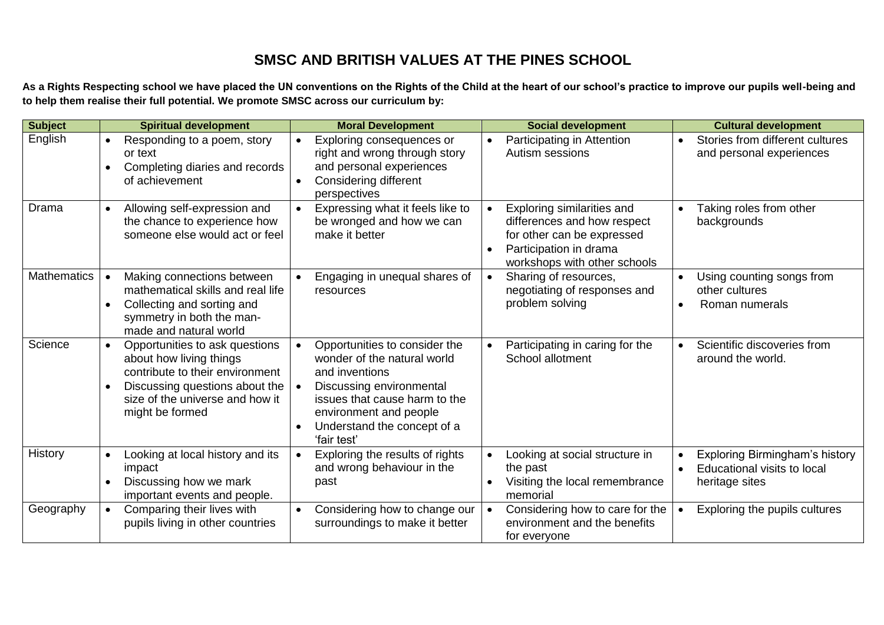# SMSC AND BRITISH VALUES AT THE PINES SCHOOL

**As a Rights Respecting school we have placed the UN conventions on the Rights of the Child at the heart of our school's practice to improve our pupils well-being and to help them realise their full potential. We promote SMSC across our curriculum by:**

| Subject | Spiritual development | Moral Development | Social development | Cultural development |
|---|---|---|---|---|
| English | • Responding to a poem, story or text<br>• Completing diaries and records of achievement | • Exploring consequences or right and wrong through story and personal experiences<br>• Considering different perspectives | • Participating in Attention Autism sessions | • Stories from different cultures and personal experiences |
| Drama | • Allowing self-expression and the chance to experience how someone else would act or feel | • Expressing what it feels like to be wronged and how we can make it better | • Exploring similarities and differences and how respect for other can be expressed<br>• Participation in drama workshops with other schools | • Taking roles from other backgrounds |
| Mathematics | • Making connections between mathematical skills and real life<br>• Collecting and sorting and symmetry in both the man-made and natural world | • Engaging in unequal shares of resources | • Sharing of resources, negotiating of responses and problem solving | • Using counting songs from other cultures<br>• Roman numerals |
| Science | • Opportunities to ask questions about how living things contribute to their environment<br>• Discussing questions about the size of the universe and how it might be formed | • Opportunities to consider the wonder of the natural world and inventions<br>• Discussing environmental issues that cause harm to the environment and people<br>• Understand the concept of a 'fair test' | • Participating in caring for the School allotment | • Scientific discoveries from around the world. |
| History | • Looking at local history and its impact<br>• Discussing how we mark important events and people. | • Exploring the results of rights and wrong behaviour in the past | • Looking at social structure in the past<br>• Visiting the local remembrance memorial | • Exploring Birmingham's history<br>• Educational visits to local heritage sites |
| Geography | • Comparing their lives with pupils living in other countries | • Considering how to change our surroundings to make it better | • Considering how to care for the environment and the benefits for everyone | • Exploring the pupils cultures |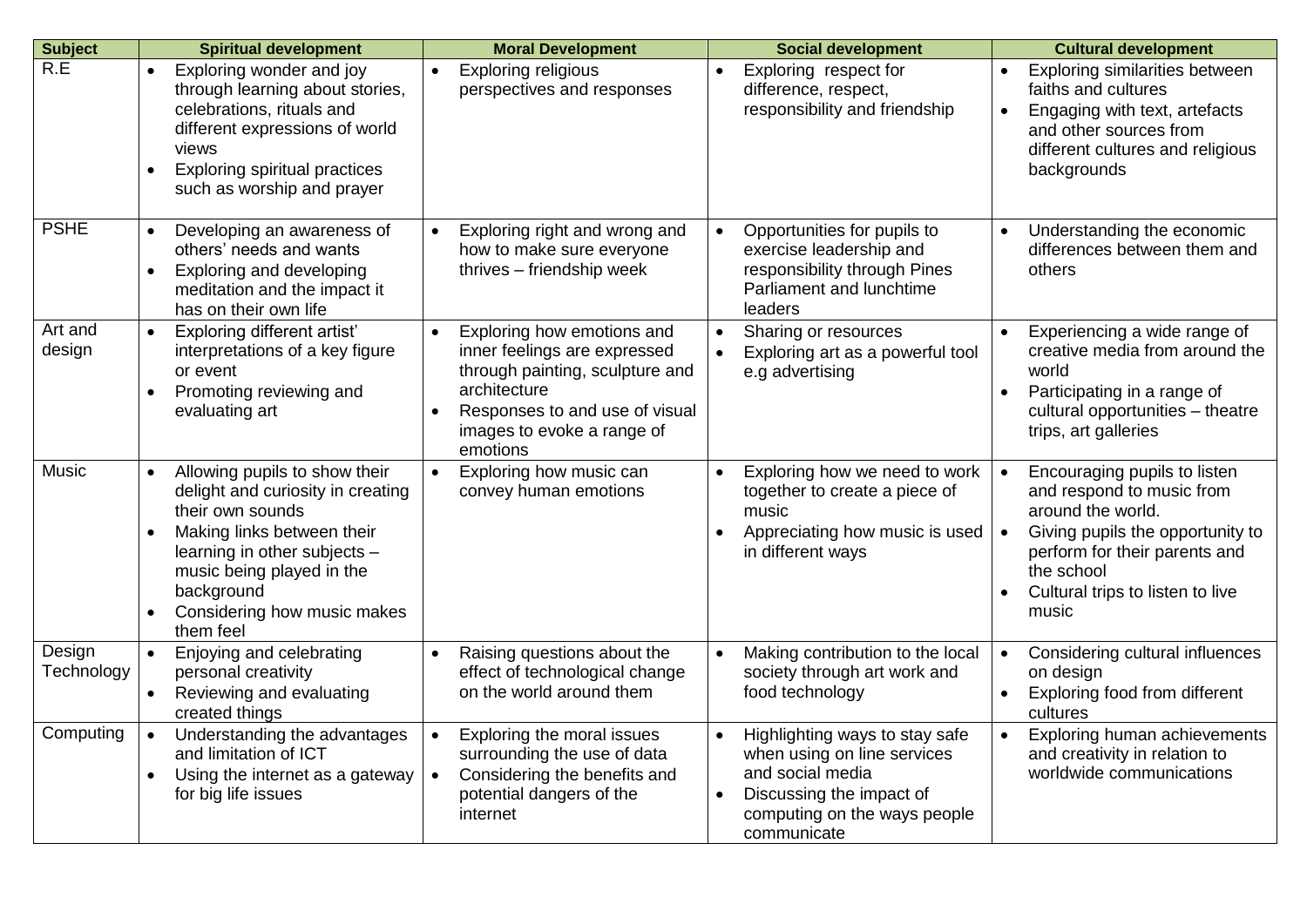| Subject | Spiritual development | Moral Development | Social development | Cultural development |
| --- | --- | --- | --- | --- |
| R.E | • Exploring wonder and joy through learning about stories, celebrations, rituals and different expressions of world views<br>• Exploring spiritual practices such as worship and prayer | • Exploring religious perspectives and responses | • Exploring respect for difference, respect, responsibility and friendship | • Exploring similarities between faiths and cultures<br>• Engaging with text, artefacts and other sources from different cultures and religious backgrounds |
| PSHE | • Developing an awareness of others' needs and wants<br>• Exploring and developing meditation and the impact it has on their own life | • Exploring right and wrong and how to make sure everyone thrives – friendship week | • Opportunities for pupils to exercise leadership and responsibility through Pines Parliament and lunchtime leaders | • Understanding the economic differences between them and others |
| Art and design | • Exploring different artist' interpretations of a key figure or event<br>• Promoting reviewing and evaluating art | • Exploring how emotions and inner feelings are expressed through painting, sculpture and architecture<br>• Responses to and use of visual images to evoke a range of emotions | • Sharing or resources<br>• Exploring art as a powerful tool e.g advertising | • Experiencing a wide range of creative media from around the world<br>• Participating in a range of cultural opportunities – theatre trips, art galleries |
| Music | • Allowing pupils to show their delight and curiosity in creating their own sounds<br>• Making links between their learning in other subjects – music being played in the background<br>• Considering how music makes them feel | • Exploring how music can convey human emotions | • Exploring how we need to work together to create a piece of music<br>• Appreciating how music is used in different ways | • Encouraging pupils to listen and respond to music from around the world.<br>• Giving pupils the opportunity to perform for their parents and the school<br>• Cultural trips to listen to live music |
| Design Technology | • Enjoying and celebrating personal creativity<br>• Reviewing and evaluating created things | • Raising questions about the effect of technological change on the world around them | • Making contribution to the local society through art work and food technology | • Considering cultural influences on design<br>• Exploring food from different cultures |
| Computing | • Understanding the advantages and limitation of ICT<br>• Using the internet as a gateway for big life issues | • Exploring the moral issues surrounding the use of data<br>• Considering the benefits and potential dangers of the internet | • Highlighting ways to stay safe when using on line services and social media<br>• Discussing the impact of computing on the ways people communicate | • Exploring human achievements and creativity in relation to worldwide communications |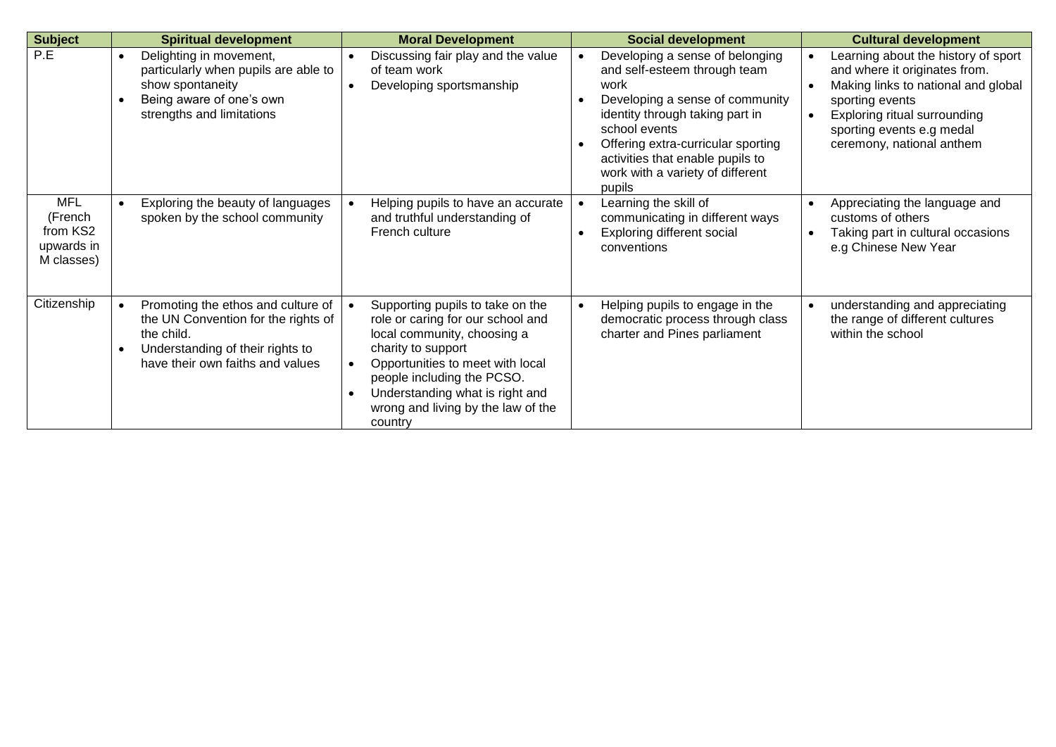| Subject | Spiritual development | Moral Development | Social development | Cultural development |
|---|---|---|---|---|
| P.E | • Delighting in movement, particularly when pupils are able to show spontaneity<br>• Being aware of one's own strengths and limitations | • Discussing fair play and the value of team work<br>• Developing sportsmanship | • Developing a sense of belonging and self-esteem through team work<br>• Developing a sense of community identity through taking part in school events<br>• Offering extra-curricular sporting activities that enable pupils to work with a variety of different pupils | • Learning about the history of sport and where it originates from.<br>• Making links to national and global sporting events<br>• Exploring ritual surrounding sporting events e.g medal ceremony, national anthem |
| MFL (French from KS2 upwards in M classes) | • Exploring the beauty of languages spoken by the school community | • Helping pupils to have an accurate and truthful understanding of French culture | • Learning the skill of communicating in different ways<br>• Exploring different social conventions | • Appreciating the language and customs of others<br>• Taking part in cultural occasions e.g Chinese New Year |
| Citizenship | • Promoting the ethos and culture of the UN Convention for the rights of the child.<br>• Understanding of their rights to have their own faiths and values | • Supporting pupils to take on the role or caring for our school and local community, choosing a charity to support<br>• Opportunities to meet with local people including the PCSO.<br>• Understanding what is right and wrong and living by the law of the country | • Helping pupils to engage in the democratic process through class charter and Pines parliament | • understanding and appreciating the range of different cultures within the school |